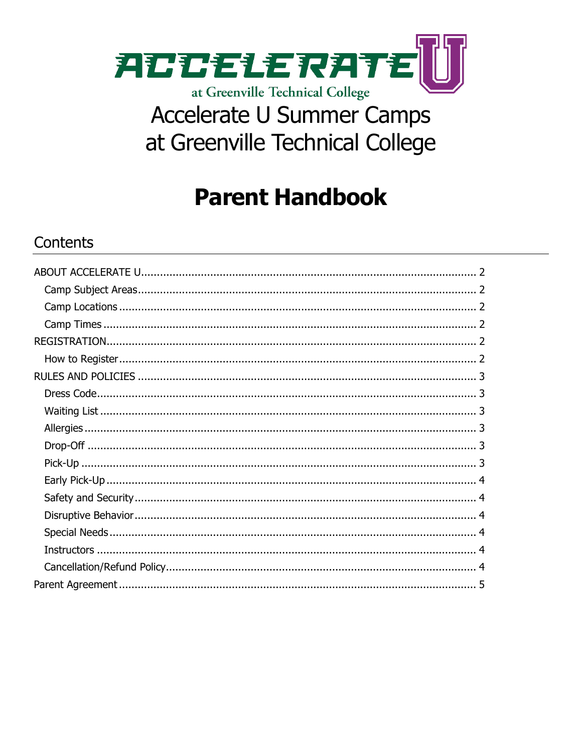ACCELERATE U

at Greenville Technical College

# Accelerate U Summer Camps at Greenville Technical College

# Parent Handbook

## Contents

- ABOUT ACCELERATE U .......... 2
  - Camp Subject Areas .......... 2
  - Camp Locations .......... 2
  - Camp Times .......... 2
- REGISTRATION .......... 2
  - How to Register .......... 2
- RULES AND POLICIES .......... 3
  - Dress Code .......... 3
  - Waiting List .......... 3
  - Allergies .......... 3
  - Drop-Off .......... 3
  - Pick-Up .......... 3
  - Early Pick-Up .......... 4
  - Safety and Security .......... 4
  - Disruptive Behavior .......... 4
  - Special Needs .......... 4
  - Instructors .......... 4
  - Cancellation/Refund Policy .......... 4
- Parent Agreement .......... 5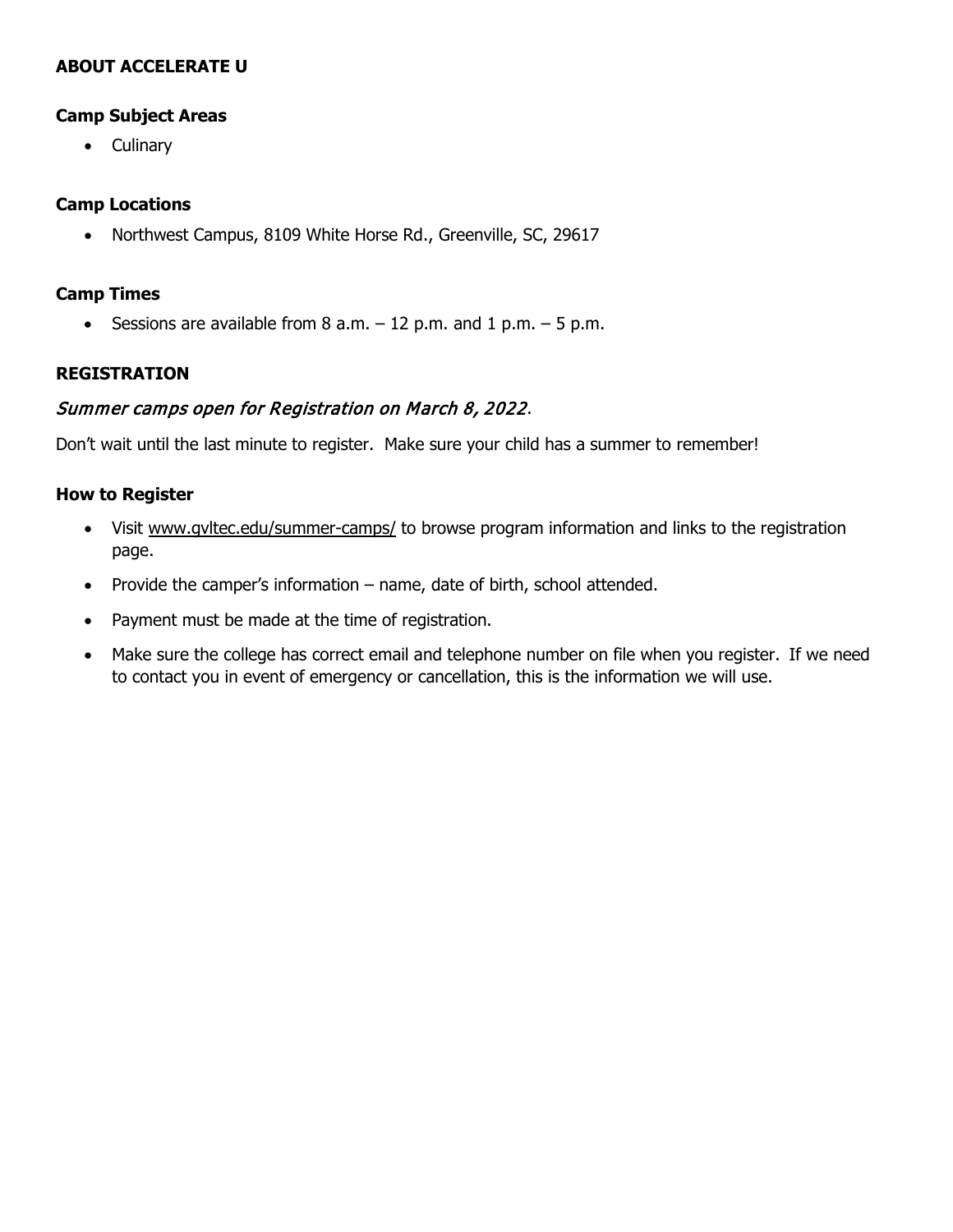**ABOUT ACCELERATE U**

**Camp Subject Areas**

- Culinary

**Camp Locations**

- Northwest Campus, 8109 White Horse Rd., Greenville, SC, 29617

**Camp Times**

- Sessions are available from 8 a.m. – 12 p.m. and 1 p.m. – 5 p.m.

**REGISTRATION**

*Summer camps open for Registration on March 8, 2022*.

Don't wait until the last minute to register. Make sure your child has a summer to remember!

**How to Register**

- Visit www.gvltec.edu/summer-camps/ to browse program information and links to the registration page.
- Provide the camper's information – name, date of birth, school attended.
- Payment must be made at the time of registration.
- Make sure the college has correct email and telephone number on file when you register. If we need to contact you in event of emergency or cancellation, this is the information we will use.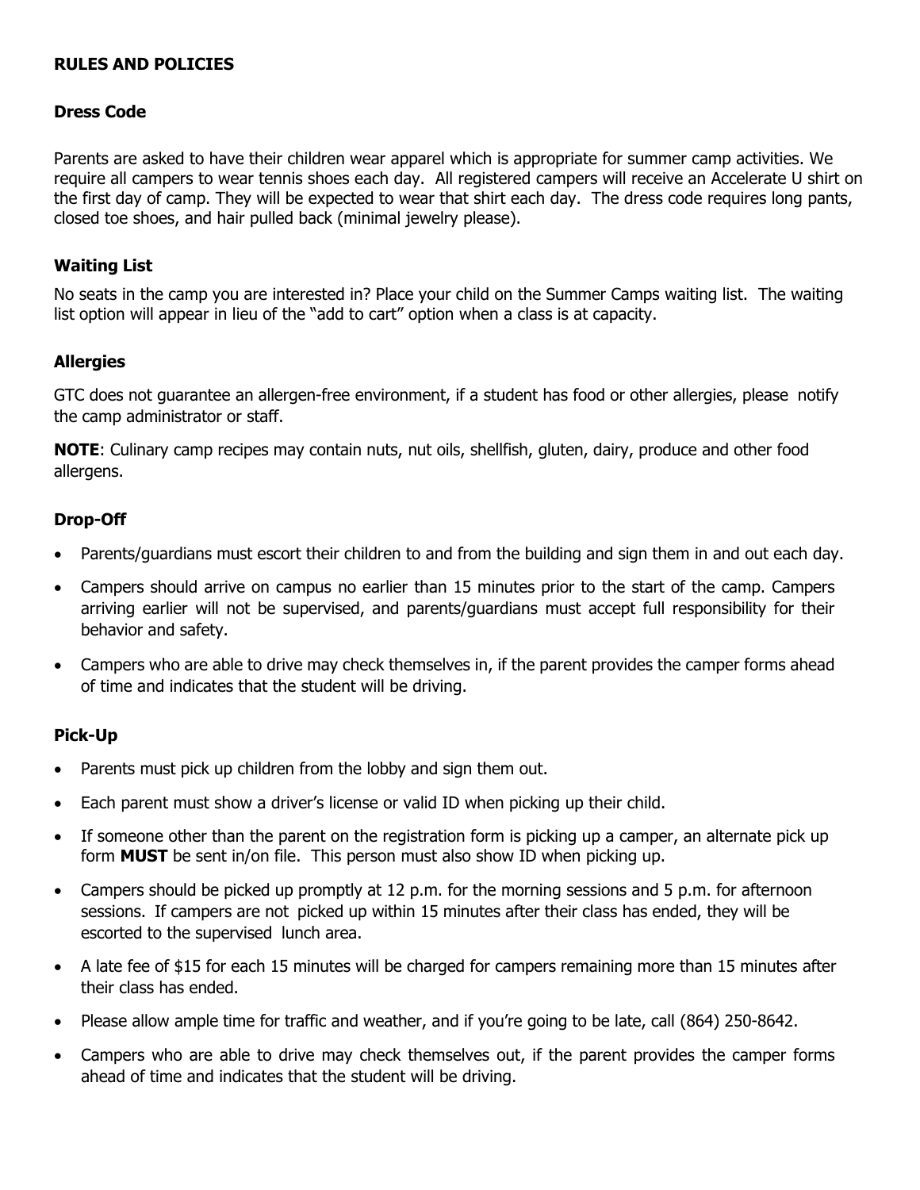## RULES AND POLICIES

### Dress Code

Parents are asked to have their children wear apparel which is appropriate for summer camp activities. We require all campers to wear tennis shoes each day. All registered campers will receive an Accelerate U shirt on the first day of camp. They will be expected to wear that shirt each day. The dress code requires long pants, closed toe shoes, and hair pulled back (minimal jewelry please).

### Waiting List

No seats in the camp you are interested in? Place your child on the Summer Camps waiting list. The waiting list option will appear in lieu of the "add to cart" option when a class is at capacity.

### Allergies

GTC does not guarantee an allergen-free environment, if a student has food or other allergies, please notify the camp administrator or staff.

**NOTE**: Culinary camp recipes may contain nuts, nut oils, shellfish, gluten, dairy, produce and other food allergens.

### Drop-Off

- Parents/guardians must escort their children to and from the building and sign them in and out each day.
- Campers should arrive on campus no earlier than 15 minutes prior to the start of the camp. Campers arriving earlier will not be supervised, and parents/guardians must accept full responsibility for their behavior and safety.
- Campers who are able to drive may check themselves in, if the parent provides the camper forms ahead of time and indicates that the student will be driving.

### Pick-Up

- Parents must pick up children from the lobby and sign them out.
- Each parent must show a driver's license or valid ID when picking up their child.
- If someone other than the parent on the registration form is picking up a camper, an alternate pick up form **MUST** be sent in/on file. This person must also show ID when picking up.
- Campers should be picked up promptly at 12 p.m. for the morning sessions and 5 p.m. for afternoon sessions. If campers are not picked up within 15 minutes after their class has ended, they will be escorted to the supervised lunch area.
- A late fee of $15 for each 15 minutes will be charged for campers remaining more than 15 minutes after their class has ended.
- Please allow ample time for traffic and weather, and if you're going to be late, call (864) 250-8642.
- Campers who are able to drive may check themselves out, if the parent provides the camper forms ahead of time and indicates that the student will be driving.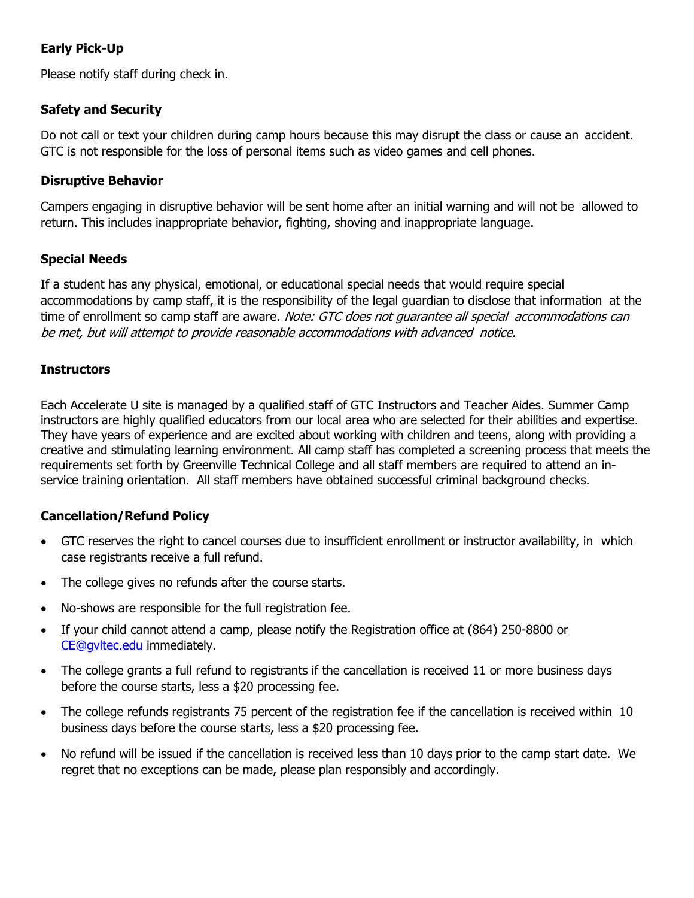### Early Pick-Up

Please notify staff during check in.

### Safety and Security

Do not call or text your children during camp hours because this may disrupt the class or cause an accident. GTC is not responsible for the loss of personal items such as video games and cell phones.

### Disruptive Behavior

Campers engaging in disruptive behavior will be sent home after an initial warning and will not be allowed to return. This includes inappropriate behavior, fighting, shoving and inappropriate language.

### Special Needs

If a student has any physical, emotional, or educational special needs that would require special accommodations by camp staff, it is the responsibility of the legal guardian to disclose that information at the time of enrollment so camp staff are aware. *Note: GTC does not guarantee all special accommodations can be met, but will attempt to provide reasonable accommodations with advanced notice.*

### Instructors

Each Accelerate U site is managed by a qualified staff of GTC Instructors and Teacher Aides. Summer Camp instructors are highly qualified educators from our local area who are selected for their abilities and expertise. They have years of experience and are excited about working with children and teens, along with providing a creative and stimulating learning environment. All camp staff has completed a screening process that meets the requirements set forth by Greenville Technical College and all staff members are required to attend an in-service training orientation. All staff members have obtained successful criminal background checks.

### Cancellation/Refund Policy

- GTC reserves the right to cancel courses due to insufficient enrollment or instructor availability, in which case registrants receive a full refund.
- The college gives no refunds after the course starts.
- No-shows are responsible for the full registration fee.
- If your child cannot attend a camp, please notify the Registration office at (864) 250-8800 or CE@gvltec.edu immediately.
- The college grants a full refund to registrants if the cancellation is received 11 or more business days before the course starts, less a $20 processing fee.
- The college refunds registrants 75 percent of the registration fee if the cancellation is received within 10 business days before the course starts, less a $20 processing fee.
- No refund will be issued if the cancellation is received less than 10 days prior to the camp start date. We regret that no exceptions can be made, please plan responsibly and accordingly.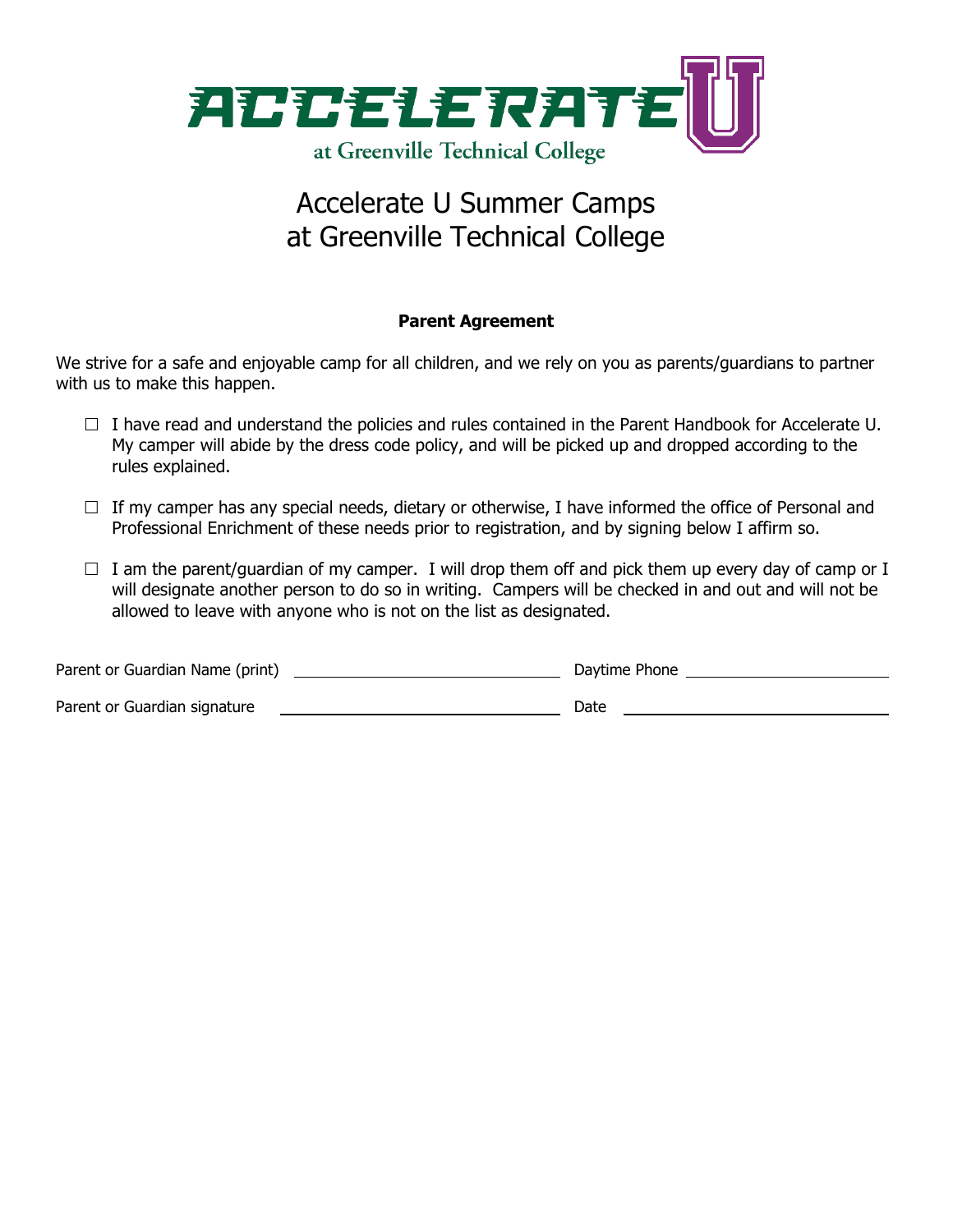ACCELERATE U

at Greenville Technical College

# Accelerate U Summer Camps at Greenville Technical College

**Parent Agreement**

We strive for a safe and enjoyable camp for all children, and we rely on you as parents/guardians to partner with us to make this happen.

- ☐ I have read and understand the policies and rules contained in the Parent Handbook for Accelerate U. My camper will abide by the dress code policy, and will be picked up and dropped according to the rules explained.

- ☐ If my camper has any special needs, dietary or otherwise, I have informed the office of Personal and Professional Enrichment of these needs prior to registration, and by signing below I affirm so.

- ☐ I am the parent/guardian of my camper. I will drop them off and pick them up every day of camp or I will designate another person to do so in writing. Campers will be checked in and out and will not be allowed to leave with anyone who is not on the list as designated.

Parent or Guardian Name (print) ______________________ Daytime Phone ______________________

Parent or Guardian signature ______________________ Date ______________________